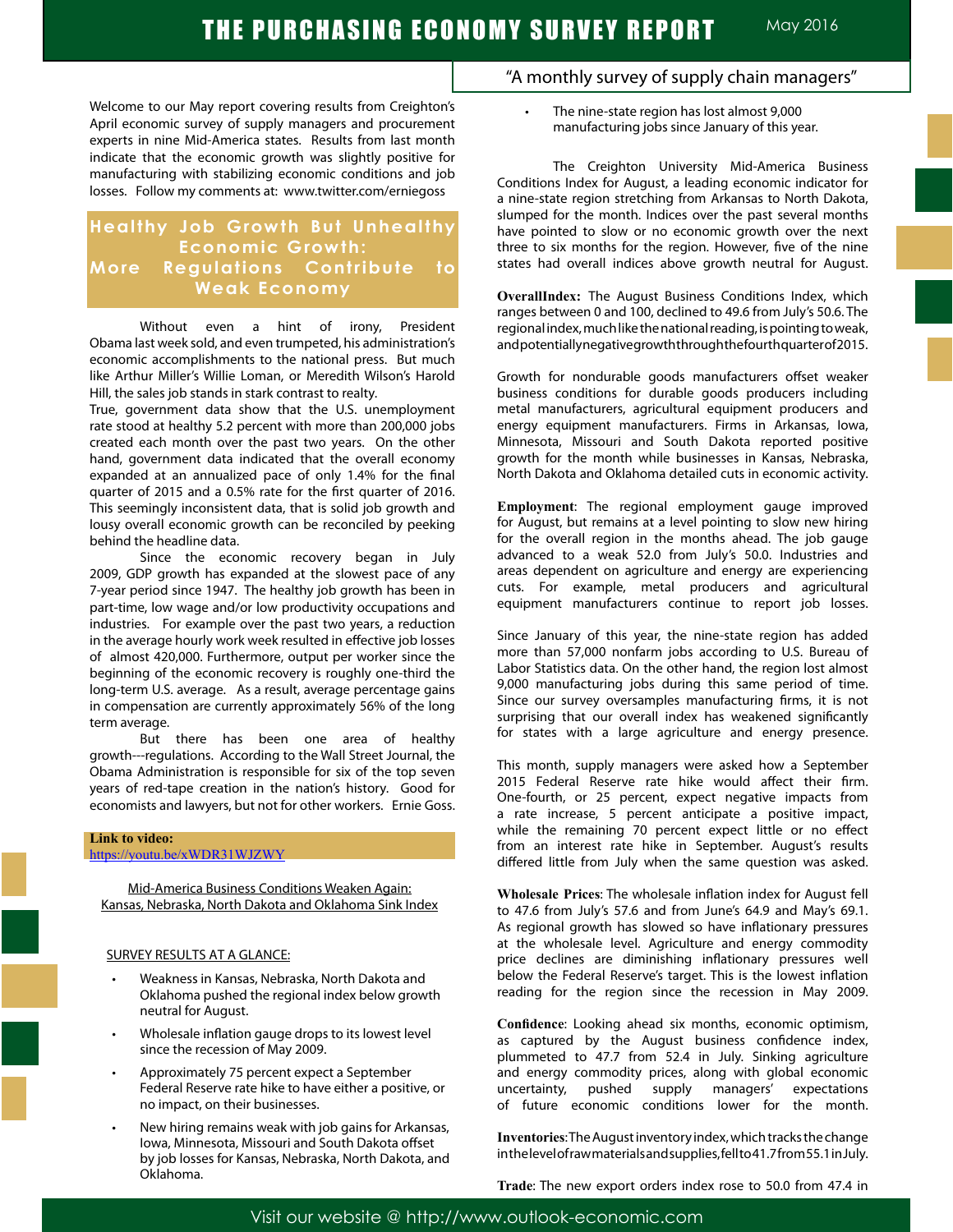# THE PURCHASING ECONOMY SURVEY REPORT

May 2016

"A monthly survey of supply chain managers"

Welcome to our May report covering results from Creighton's April economic survey of supply managers and procurement experts in nine Mid-America states. Results from last month indicate that the economic growth was slightly positive for manufacturing with stabilizing economic conditions and job losses. Follow my comments at: www.twitter.com/erniegoss

## Healthy Job Growth But Unhealthy Economic Growth: More Regulations Contribute to Weak Economy

Without even a hint of irony, President Obama last week sold, and even trumpeted, his administration's economic accomplishments to the national press. But much like Arthur Miller's Willie Loman, or Meredith Wilson's Harold Hill, the sales job stands in stark contrast to realty.

True, government data show that the U.S. unemployment rate stood at healthy 5.2 percent with more than 200,000 jobs created each month over the past two years. On the other hand, government data indicated that the overall economy expanded at an annualized pace of only 1.4% for the final quarter of 2015 and a 0.5% rate for the first quarter of 2016. This seemingly inconsistent data, that is solid job growth and lousy overall economic growth can be reconciled by peeking behind the headline data.

Since the economic recovery began in July 2009, GDP growth has expanded at the slowest pace of any 7-year period since 1947. The healthy job growth has been in part-time, low wage and/or low productivity occupations and industries. For example over the past two years, a reduction in the average hourly work week resulted in effective job losses of almost 420,000. Furthermore, output per worker since the beginning of the economic recovery is roughly one-third the long-term U.S. average. As a result, average percentage gains in compensation are currently approximately 56% of the long term average.

But there has been one area of healthy growth---regulations. According to the Wall Street Journal, the Obama Administration is responsible for six of the top seven years of red-tape creation in the nation's history. Good for economists and lawyers, but not for other workers. Ernie Goss.

**Link to video:**
https://youtu.be/xWDR31WJZWY

Mid-America Business Conditions Weaken Again: Kansas, Nebraska, North Dakota and Oklahoma Sink Index

SURVEY RESULTS AT A GLANCE:

- Weakness in Kansas, Nebraska, North Dakota and Oklahoma pushed the regional index below growth neutral for August.
- Wholesale inflation gauge drops to its lowest level since the recession of May 2009.
- Approximately 75 percent expect a September Federal Reserve rate hike to have either a positive, or no impact, on their businesses.
- New hiring remains weak with job gains for Arkansas, Iowa, Minnesota, Missouri and South Dakota offset by job losses for Kansas, Nebraska, North Dakota, and Oklahoma.
- The nine-state region has lost almost 9,000 manufacturing jobs since January of this year.

The Creighton University Mid-America Business Conditions Index for August, a leading economic indicator for a nine-state region stretching from Arkansas to North Dakota, slumped for the month. Indices over the past several months have pointed to slow or no economic growth over the next three to six months for the region. However, five of the nine states had overall indices above growth neutral for August.

**OverallIndex:** The August Business Conditions Index, which ranges between 0 and 100, declined to 49.6 from July's 50.6. The regional index, much like the national reading, is pointing to weak, and potentially negative growth through the fourth quarter of 2015.

Growth for nondurable goods manufacturers offset weaker business conditions for durable goods producers including metal manufacturers, agricultural equipment producers and energy equipment manufacturers. Firms in Arkansas, Iowa, Minnesota, Missouri and South Dakota reported positive growth for the month while businesses in Kansas, Nebraska, North Dakota and Oklahoma detailed cuts in economic activity.

**Employment**: The regional employment gauge improved for August, but remains at a level pointing to slow new hiring for the overall region in the months ahead. The job gauge advanced to a weak 52.0 from July's 50.0. Industries and areas dependent on agriculture and energy are experiencing cuts. For example, metal producers and agricultural equipment manufacturers continue to report job losses.

Since January of this year, the nine-state region has added more than 57,000 nonfarm jobs according to U.S. Bureau of Labor Statistics data. On the other hand, the region lost almost 9,000 manufacturing jobs during this same period of time. Since our survey oversamples manufacturing firms, it is not surprising that our overall index has weakened significantly for states with a large agriculture and energy presence.

This month, supply managers were asked how a September 2015 Federal Reserve rate hike would affect their firm. One-fourth, or 25 percent, expect negative impacts from a rate increase, 5 percent anticipate a positive impact, while the remaining 70 percent expect little or no effect from an interest rate hike in September. August's results differed little from July when the same question was asked.

**Wholesale Prices**: The wholesale inflation index for August fell to 47.6 from July's 57.6 and from June's 64.9 and May's 69.1. As regional growth has slowed so have inflationary pressures at the wholesale level. Agriculture and energy commodity price declines are diminishing inflationary pressures well below the Federal Reserve's target. This is the lowest inflation reading for the region since the recession in May 2009.

**Confidence**: Looking ahead six months, economic optimism, as captured by the August business confidence index, plummeted to 47.7 from 52.4 in July. Sinking agriculture and energy commodity prices, along with global economic uncertainty, pushed supply managers' expectations of future economic conditions lower for the month.

**Inventories**: The August inventory index, which tracks the change in the level of raw materials and supplies, fell to 41.7 from 55.1 in July.

**Trade**: The new export orders index rose to 50.0 from 47.4 in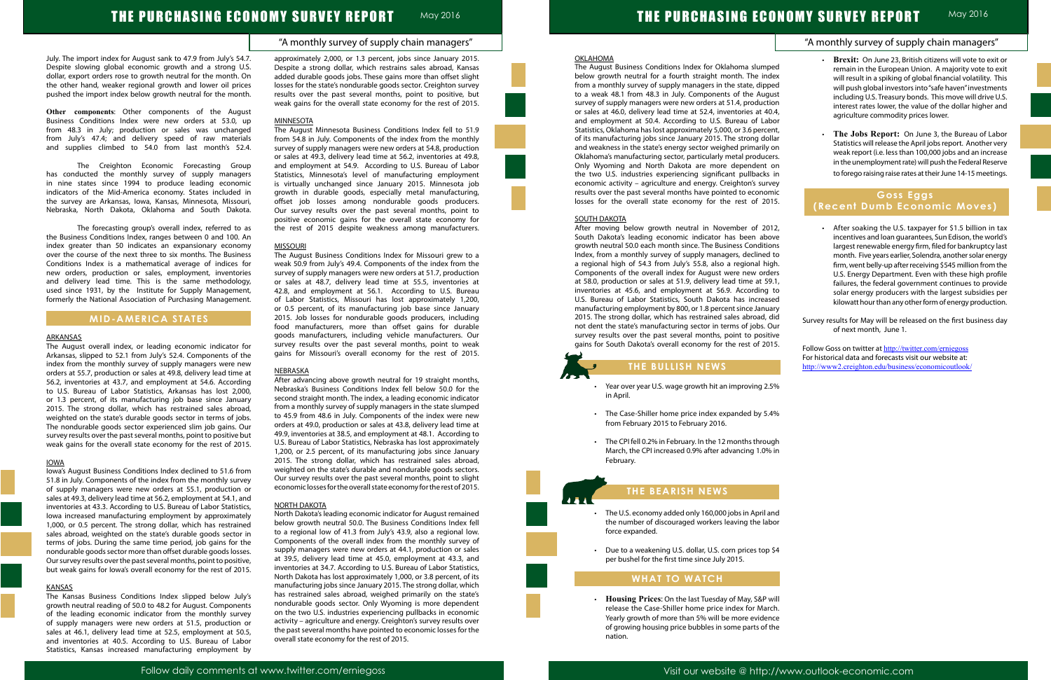July. The import index for August sank to 47.9 from July's 54.7. Despite slowing global economic growth and a strong U.S. dollar, export orders rose to growth neutral for the month. On the other hand, weaker regional growth and lower oil prices pushed the import index below growth neutral for the month.

**Other components**: Other components of the August Business Conditions Index were new orders at 53.0, up from 48.3 in July; production or sales was unchanged from July's 47.4; and delivery speed of raw materials and supplies climbed to 54.0 from last month's 52.4.

The Creighton Economic Forecasting Group has conducted the monthly survey of supply managers in nine states since 1994 to produce leading economic indicators of the Mid-America economy. States included in the survey are Arkansas, Iowa, Kansas, Minnesota, Missouri, Nebraska, North Dakota, Oklahoma and South Dakota.

The forecasting group's overall index, referred to as the Business Conditions Index, ranges between 0 and 100. An index greater than 50 indicates an expansionary economy over the course of the next three to six months. The Business Conditions Index is a mathematical average of indices for new orders, production or sales, employment, inventories and delivery lead time. This is the same methodology, used since 1931, by the Institute for Supply Management, formerly the National Association of Purchasing Management.

## MID-AMERICA STATES

### ARKANSAS

The August overall index, or leading economic indicator for Arkansas, slipped to 52.1 from July's 52.4. Components of the index from the monthly survey of supply managers were new orders at 55.7, production or sales at 49.8, delivery lead time at 56.2, inventories at 43.7, and employment at 54.6. According to U.S. Bureau of Labor Statistics, Arkansas has lost 2,000, or 1.3 percent, of its manufacturing job base since January 2015. The strong dollar, which has restrained sales abroad, weighted on the state's durable goods sector in terms of jobs. The nondurable goods sector experienced slim job gains. Our survey results over the past several months, point to positive but weak gains for the overall state economy for the rest of 2015.

### IOWA

Iowa's August Business Conditions Index declined to 51.6 from 51.8 in July. Components of the index from the monthly survey of supply managers were new orders at 55.1, production or sales at 49.3, delivery lead time at 56.2, employment at 54.1, and inventories at 43.3. According to U.S. Bureau of Labor Statistics, Iowa increased manufacturing employment by approximately 1,000, or 0.5 percent. The strong dollar, which has restrained sales abroad, weighted on the state's durable goods sector in terms of jobs. During the same time period, job gains for the nondurable goods sector more than offset durable goods losses. Our survey results over the past several months, point to positive, but weak gains for Iowa's overall economy for the rest of 2015.

### KANSAS

The Kansas Business Conditions Index slipped below July's growth neutral reading of 50.0 to 48.2 for August. Components of the leading economic indicator from the monthly survey of supply managers were new orders at 51.5, production or sales at 46.1, delivery lead time at 52.5, employment at 50.5, and inventories at 40.5. According to U.S. Bureau of Labor Statistics, Kansas increased manufacturing employment by approximately 2,000, or 1.3 percent, jobs since January 2015. Despite a strong dollar, which restrains sales abroad, Kansas added durable goods jobs. These gains more than offset slight losses for the state's nondurable goods sector. Creighton survey results over the past several months, point to positive, but weak gains for the overall state economy for the rest of 2015.

### MINNESOTA

The August Minnesota Business Conditions Index fell to 51.9 from 54.8 in July. Components of the index from the monthly survey of supply managers were new orders at 54.8, production or sales at 49.3, delivery lead time at 56.2, inventories at 49.8, and employment at 54.9. According to U.S. Bureau of Labor Statistics, Minnesota's level of manufacturing employment is virtually unchanged since January 2015. Minnesota job growth in durable goods, especially metal manufacturing, offset job losses among nondurable goods producers. Our survey results over the past several months, point to positive economic gains for the overall state economy for the rest of 2015 despite weakness among manufacturers.

### MISSOURI

The August Business Conditions Index for Missouri grew to a weak 50.9 from July's 49.4. Components of the index from the survey of supply managers were new orders at 51.7, production or sales at 48.7, delivery lead time at 55.5, inventories at 42.8, and employment at 56.1. According to U.S. Bureau of Labor Statistics, Missouri has lost approximately 1,200, or 0.5 percent, of its manufacturing job base since January 2015. Job losses for nondurable goods producers, including food manufacturers, more than offset gains for durable goods manufacturers, including vehicle manufacturers. Our survey results over the past several months, point to weak gains for Missouri's overall economy for the rest of 2015.

### NEBRASKA

After advancing above growth neutral for 19 straight months, Nebraska's Business Conditions Index fell below 50.0 for the second straight month. The index, a leading economic indicator from a monthly survey of supply managers in the state slumped to 45.9 from 48.6 in July. Components of the index were new orders at 49.0, production or sales at 43.8, delivery lead time at 49.9, inventories at 38.5, and employment at 48.1. According to U.S. Bureau of Labor Statistics, Nebraska has lost approximately 1,200, or 2.5 percent, of its manufacturing jobs since January 2015. The strong dollar, which has restrained sales abroad, weighted on the state's durable and nondurable goods sectors. Our survey results over the past several months, point to slight economic losses for the overall state economy for the rest of 2015.

### NORTH DAKOTA

North Dakota's leading economic indicator for August remained below growth neutral 50.0. The Business Conditions Index fell to a regional low of 41.3 from July's 43.9, also a regional low. Components of the overall index from the monthly survey of supply managers were new orders at 44.1, production or sales at 39.5, delivery lead time at 45.0, employment at 43.3, and inventories at 34.7. According to U.S. Bureau of Labor Statistics, North Dakota has lost approximately 1,000, or 3.8 percent, of its manufacturing jobs since January 2015. The strong dollar, which has restrained sales abroad, weighted primarily on the state's nondurable goods sector. Only Wyoming is more dependent on the two U.S. industries experiencing pullbacks in economic activity – agriculture and energy. Creighton's survey results over the past several months have pointed to economic losses for the overall state economy for the rest of 2015.

### OKLAHOMA

The August Business Conditions Index for Oklahoma slumped below growth neutral for a fourth straight month. The index from a monthly survey of supply managers in the state, dipped to a weak 48.1 from 48.3 in July. Components of the August survey of supply managers were new orders at 51.4, production or sales at 46.0, delivery lead time at 52.4, inventories at 40.4, and employment at 50.4. According to U.S. Bureau of Labor Statistics, Oklahoma has lost approximately 5,000, or 3.6 percent, of its manufacturing jobs since January 2015. The strong dollar and weakness in the state's energy sector weighed primarily on Oklahoma's manufacturing sector, particularly metal producers. Only Wyoming and North Dakota are more dependent on the two U.S. industries experiencing significant pullbacks in economic activity – agriculture and energy. Creighton's survey results over the past several months have pointed to economic losses for the overall state economy for the rest of 2015.

### SOUTH DAKOTA

After moving below growth neutral in November of 2012, South Dakota's leading economic indicator has been above growth neutral 50.0 each month since. The Business Conditions Index, from a monthly survey of supply managers, declined to a regional high of 54.3 from July's 55.8, also a regional high. Components of the overall index for August were new orders at 58.0, production or sales at 51.9, delivery lead time at 59.1, inventories at 45.6, and employment at 56.9. According to U.S. Bureau of Labor Statistics, South Dakota has increased manufacturing employment by 800, or 1.8 percent since January 2015. The strong dollar, which has restrained sales abroad, did not dent the state's manufacturing sector in terms of jobs. Our survey results over the past several months, point to positive gains for South Dakota's overall economy for the rest of 2015.

## THE BULLISH NEWS

- Year over year U.S. wage growth hit an improving 2.5% in April.
- The Case-Shiller home price index expanded by 5.4% from February 2015 to February 2016.
- The CPI fell 0.2% in February. In the 12 months through March, the CPI increased 0.9% after advancing 1.0% in February.

## THE BEARISH NEWS

- The U.S. economy added only 160,000 jobs in April and the number of discouraged workers leaving the labor force expanded.
- Due to a weakening U.S. dollar, U.S. corn prices top $4 per bushel for the first time since July 2015.

## WHAT TO WATCH

- **Housing Prices**: On the last Tuesday of May, S&P will release the Case-Shiller home price index for March. Yearly growth of more than 5% will be more evidence of growing housing price bubbles in some parts of the nation.
- **Brexit:** On June 23, British citizens will vote to exit or remain in the European Union. A majority vote to exit will result in a spiking of global financial volatility. This will push global investors into "safe haven" investments including U.S. Treasury bonds. This move will drive U.S. interest rates lower, the value of the dollar higher and agriculture commodity prices lower.
- **The Jobs Report:** On June 3, the Bureau of Labor Statistics will release the April jobs report. Another very weak report (i.e. less than 100,000 jobs and an increase in the unemployment rate) will push the Federal Reserve to forego raising raise rates at their June 14-15 meetings.

## Goss Eggs (Recent Dumb Economic Moves)

- After soaking the U.S. taxpayer for $1.5 billion in tax incentives and loan guarantees, Sun Edison, the world's largest renewable energy firm, filed for bankruptcy last month. Five years earlier, Solendra, another solar energy firm, went belly-up after receiving $545 million from the U.S. Energy Department. Even with these high profile failures, the federal government continues to provide solar energy producers with the largest subsidies per kilowatt hour than any other form of energy production.

Survey results for May will be released on the first business day of next month, June 1.

Follow Goss on twitter at http://twitter.com/erniegoss
For historical data and forecasts visit our website at:
http://www2.creighton.edu/business/economicoutlook/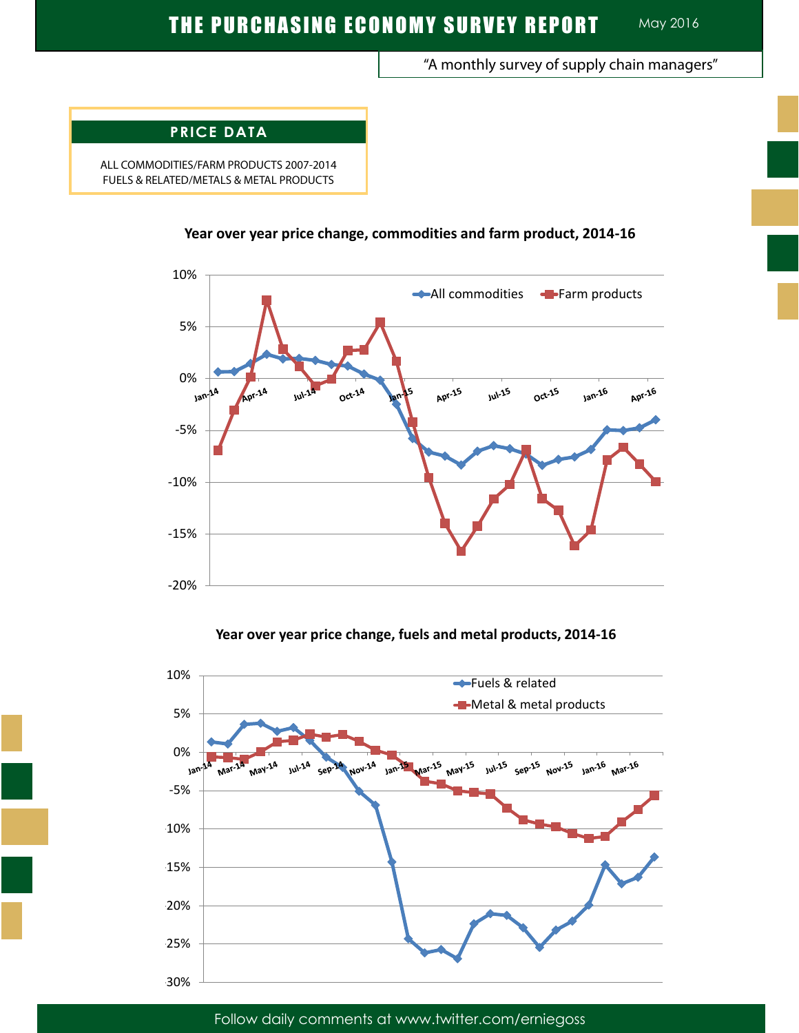# THE PURCHASING ECONOMY SURVEY REPORT

May 2016

"A monthly survey of supply chain managers"

## PRICE DATA

ALL COMMODITIES/FARM PRODUCTS 2007-2014
FUELS & RELATED/METALS & METAL PRODUCTS

**Year over year price change, commodities and farm product, 2014-16**

10%
5%
0%
-5%
-10%
-15%
-20%

Jan-14, Apr-14, Jul-14, Oct-14, Jan-15, Apr-15, Jul-15, Oct-15, Jan-16, Apr-16

All commodities
Farm products

**Year over year price change, fuels and metal products, 2014-16**

10%
5%
0%
-5%
10%
15%
20%
25%
30%

Jan-14, Mar-14, May-14, Jul-14, Sep-14, Nov-14, Jan-15, Mar-15, May-15, Jul-15, Sep-15, Nov-15, Jan-16, Mar-16

Fuels & related
Metal & metal products

Follow daily comments at www.twitter.com/erniegoss